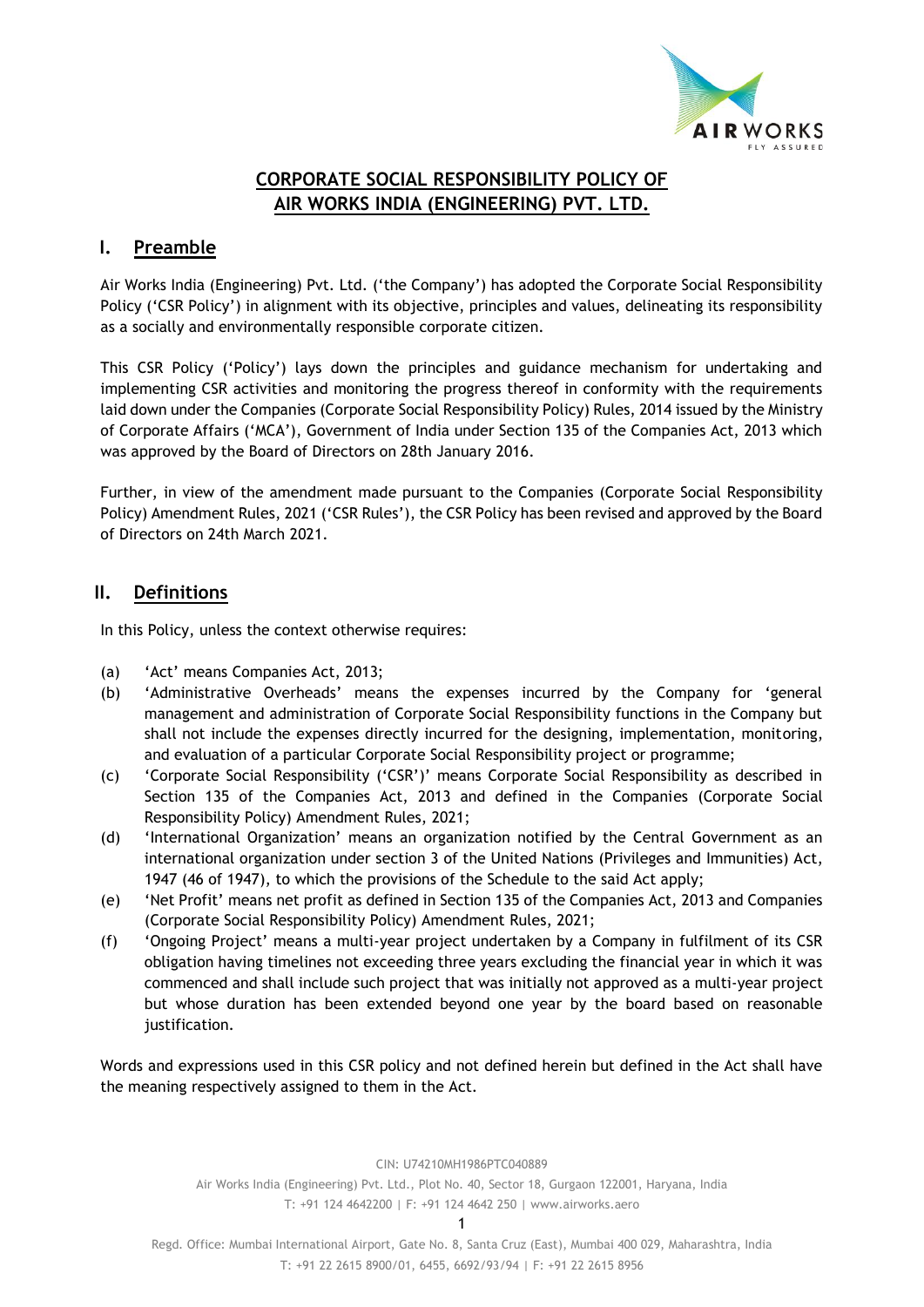# CORPORATE SOCIAL RESPONSIBILITY POLICY OF AIR WORKS INDIA (ENGINEERING) PVT. LTD.

## I. Preamble

Air Works India (Engineering) Pvt. Ltd. ('the Company') has adopted the Corporate Social Responsibility Policy ('CSR Policy') in alignment with its objective, principles and values, delineating its responsibility as a socially and environmentally responsible corporate citizen.

This CSR Policy ('Policy') lays down the principles and guidance mechanism for undertaking and implementing CSR activities and monitoring the progress thereof in conformity with the requirements laid down under the Companies (Corporate Social Responsibility Policy) Rules, 2014 issued by the Ministry of Corporate Affairs ('MCA'), Government of India under Section 135 of the Companies Act, 2013 which was approved by the Board of Directors on 28th January 2016.

Further, in view of the amendment made pursuant to the Companies (Corporate Social Responsibility Policy) Amendment Rules, 2021 ('CSR Rules'), the CSR Policy has been revised and approved by the Board of Directors on 24th March 2021.

## II. Definitions

In this Policy, unless the context otherwise requires:

(a) 'Act' means Companies Act, 2013;

(b) 'Administrative Overheads' means the expenses incurred by the Company for 'general management and administration of Corporate Social Responsibility functions in the Company but shall not include the expenses directly incurred for the designing, implementation, monitoring, and evaluation of a particular Corporate Social Responsibility project or programme;

(c) 'Corporate Social Responsibility ('CSR')' means Corporate Social Responsibility as described in Section 135 of the Companies Act, 2013 and defined in the Companies (Corporate Social Responsibility Policy) Amendment Rules, 2021;

(d) 'International Organization' means an organization notified by the Central Government as an international organization under section 3 of the United Nations (Privileges and Immunities) Act, 1947 (46 of 1947), to which the provisions of the Schedule to the said Act apply;

(e) 'Net Profit' means net profit as defined in Section 135 of the Companies Act, 2013 and Companies (Corporate Social Responsibility Policy) Amendment Rules, 2021;

(f) 'Ongoing Project' means a multi-year project undertaken by a Company in fulfilment of its CSR obligation having timelines not exceeding three years excluding the financial year in which it was commenced and shall include such project that was initially not approved as a multi-year project but whose duration has been extended beyond one year by the board based on reasonable justification.

Words and expressions used in this CSR policy and not defined herein but defined in the Act shall have the meaning respectively assigned to them in the Act.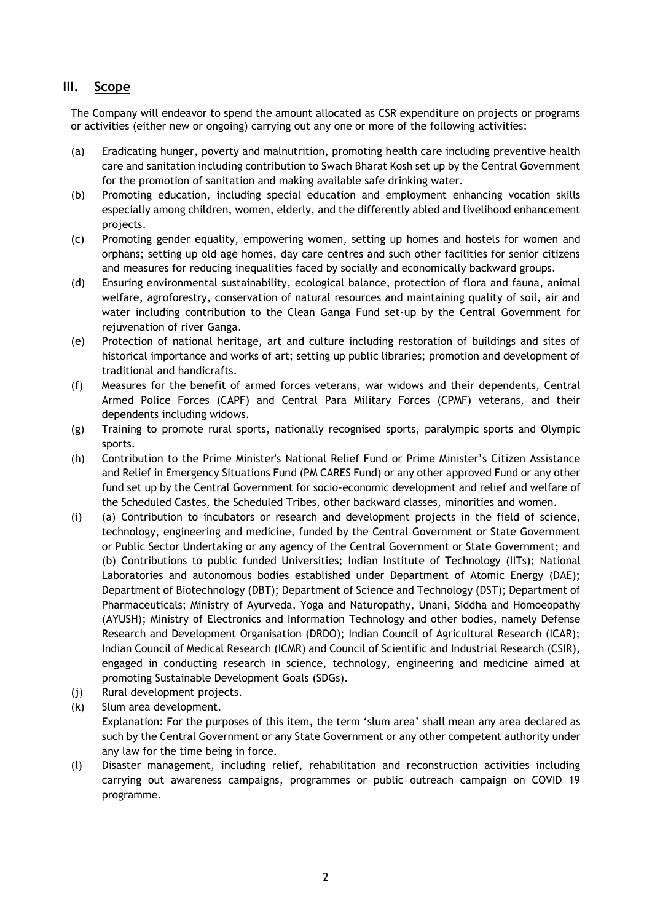## III. Scope

The Company will endeavor to spend the amount allocated as CSR expenditure on projects or programs or activities (either new or ongoing) carrying out any one or more of the following activities:

(a) Eradicating hunger, poverty and malnutrition, promoting health care including preventive health care and sanitation including contribution to Swach Bharat Kosh set up by the Central Government for the promotion of sanitation and making available safe drinking water.

(b) Promoting education, including special education and employment enhancing vocation skills especially among children, women, elderly, and the differently abled and livelihood enhancement projects.

(c) Promoting gender equality, empowering women, setting up homes and hostels for women and orphans; setting up old age homes, day care centres and such other facilities for senior citizens and measures for reducing inequalities faced by socially and economically backward groups.

(d) Ensuring environmental sustainability, ecological balance, protection of flora and fauna, animal welfare, agroforestry, conservation of natural resources and maintaining quality of soil, air and water including contribution to the Clean Ganga Fund set-up by the Central Government for rejuvenation of river Ganga.

(e) Protection of national heritage, art and culture including restoration of buildings and sites of historical importance and works of art; setting up public libraries; promotion and development of traditional and handicrafts.

(f) Measures for the benefit of armed forces veterans, war widows and their dependents, Central Armed Police Forces (CAPF) and Central Para Military Forces (CPMF) veterans, and their dependents including widows.

(g) Training to promote rural sports, nationally recognised sports, paralympic sports and Olympic sports.

(h) Contribution to the Prime Minister's National Relief Fund or Prime Minister's Citizen Assistance and Relief in Emergency Situations Fund (PM CARES Fund) or any other approved Fund or any other fund set up by the Central Government for socio-economic development and relief and welfare of the Scheduled Castes, the Scheduled Tribes, other backward classes, minorities and women.

(i) (a) Contribution to incubators or research and development projects in the field of science, technology, engineering and medicine, funded by the Central Government or State Government or Public Sector Undertaking or any agency of the Central Government or State Government; and (b) Contributions to public funded Universities; Indian Institute of Technology (IITs); National Laboratories and autonomous bodies established under Department of Atomic Energy (DAE); Department of Biotechnology (DBT); Department of Science and Technology (DST); Department of Pharmaceuticals; Ministry of Ayurveda, Yoga and Naturopathy, Unani, Siddha and Homoeopathy (AYUSH); Ministry of Electronics and Information Technology and other bodies, namely Defense Research and Development Organisation (DRDO); Indian Council of Agricultural Research (ICAR); Indian Council of Medical Research (ICMR) and Council of Scientific and Industrial Research (CSIR), engaged in conducting research in science, technology, engineering and medicine aimed at promoting Sustainable Development Goals (SDGs).

(j) Rural development projects.

(k) Slum area development.
Explanation: For the purposes of this item, the term 'slum area' shall mean any area declared as such by the Central Government or any State Government or any other competent authority under any law for the time being in force.

(l) Disaster management, including relief, rehabilitation and reconstruction activities including carrying out awareness campaigns, programmes or public outreach campaign on COVID 19 programme.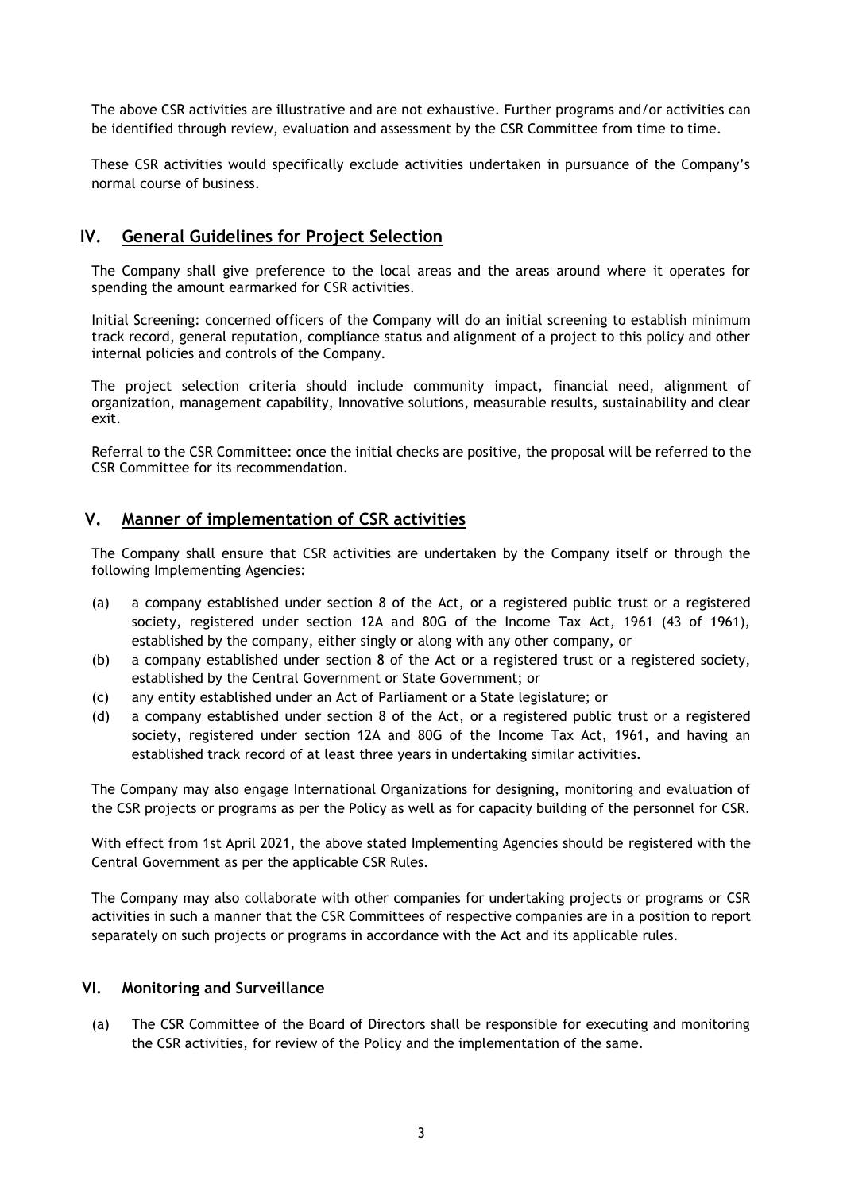The above CSR activities are illustrative and are not exhaustive. Further programs and/or activities can be identified through review, evaluation and assessment by the CSR Committee from time to time.

These CSR activities would specifically exclude activities undertaken in pursuance of the Company's normal course of business.

## IV. <u>General Guidelines for Project Selection</u>

The Company shall give preference to the local areas and the areas around where it operates for spending the amount earmarked for CSR activities.

Initial Screening: concerned officers of the Company will do an initial screening to establish minimum track record, general reputation, compliance status and alignment of a project to this policy and other internal policies and controls of the Company.

The project selection criteria should include community impact, financial need, alignment of organization, management capability, Innovative solutions, measurable results, sustainability and clear exit.

Referral to the CSR Committee: once the initial checks are positive, the proposal will be referred to the CSR Committee for its recommendation.

## V. <u>Manner of implementation of CSR activities</u>

The Company shall ensure that CSR activities are undertaken by the Company itself or through the following Implementing Agencies:

(a) a company established under section 8 of the Act, or a registered public trust or a registered society, registered under section 12A and 80G of the Income Tax Act, 1961 (43 of 1961), established by the company, either singly or along with any other company, or

(b) a company established under section 8 of the Act or a registered trust or a registered society, established by the Central Government or State Government; or

(c) any entity established under an Act of Parliament or a State legislature; or

(d) a company established under section 8 of the Act, or a registered public trust or a registered society, registered under section 12A and 80G of the Income Tax Act, 1961, and having an established track record of at least three years in undertaking similar activities.

The Company may also engage International Organizations for designing, monitoring and evaluation of the CSR projects or programs as per the Policy as well as for capacity building of the personnel for CSR.

With effect from 1st April 2021, the above stated Implementing Agencies should be registered with the Central Government as per the applicable CSR Rules.

The Company may also collaborate with other companies for undertaking projects or programs or CSR activities in such a manner that the CSR Committees of respective companies are in a position to report separately on such projects or programs in accordance with the Act and its applicable rules.

### VI. Monitoring and Surveillance

(a) The CSR Committee of the Board of Directors shall be responsible for executing and monitoring the CSR activities, for review of the Policy and the implementation of the same.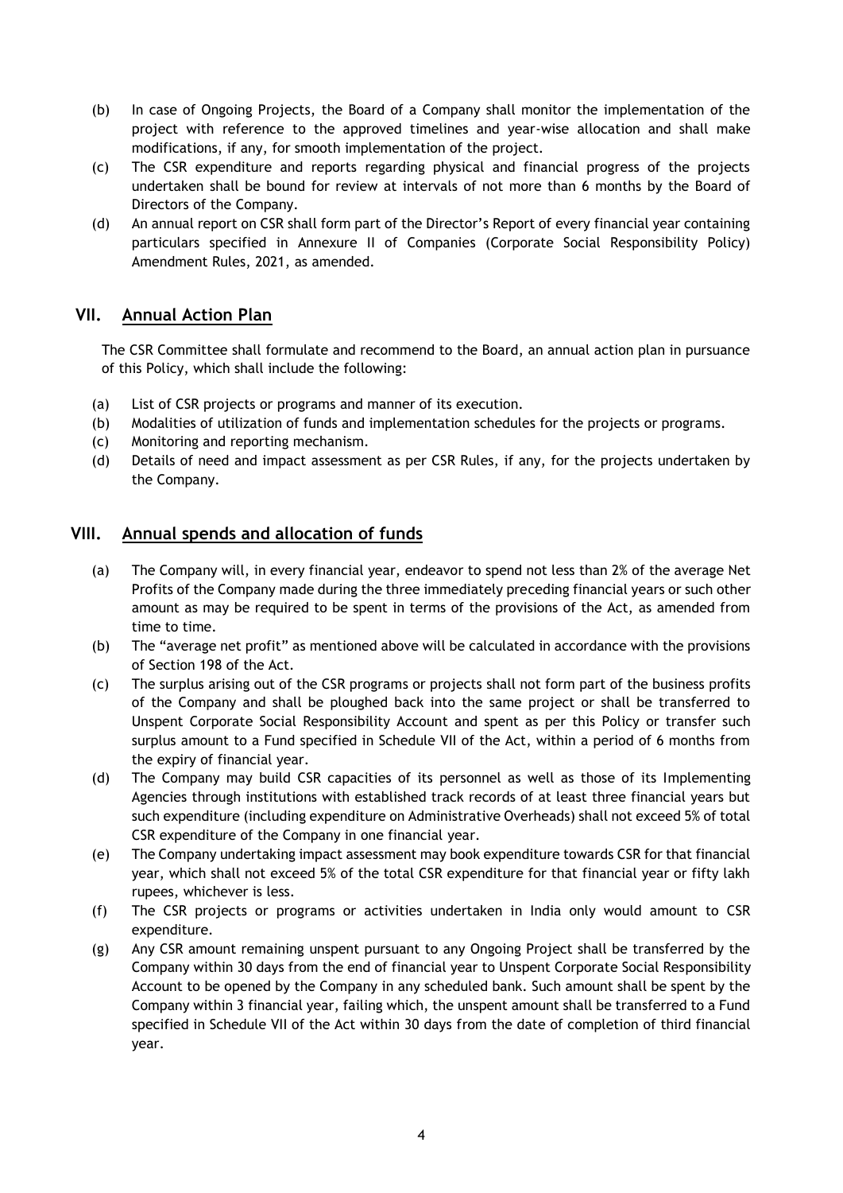(b) In case of Ongoing Projects, the Board of a Company shall monitor the implementation of the project with reference to the approved timelines and year-wise allocation and shall make modifications, if any, for smooth implementation of the project.

(c) The CSR expenditure and reports regarding physical and financial progress of the projects undertaken shall be bound for review at intervals of not more than 6 months by the Board of Directors of the Company.

(d) An annual report on CSR shall form part of the Director's Report of every financial year containing particulars specified in Annexure II of Companies (Corporate Social Responsibility Policy) Amendment Rules, 2021, as amended.

## VII. Annual Action Plan

The CSR Committee shall formulate and recommend to the Board, an annual action plan in pursuance of this Policy, which shall include the following:

(a) List of CSR projects or programs and manner of its execution.

(b) Modalities of utilization of funds and implementation schedules for the projects or programs.

(c) Monitoring and reporting mechanism.

(d) Details of need and impact assessment as per CSR Rules, if any, for the projects undertaken by the Company.

## VIII. Annual spends and allocation of funds

(a) The Company will, in every financial year, endeavor to spend not less than 2% of the average Net Profits of the Company made during the three immediately preceding financial years or such other amount as may be required to be spent in terms of the provisions of the Act, as amended from time to time.

(b) The "average net profit" as mentioned above will be calculated in accordance with the provisions of Section 198 of the Act.

(c) The surplus arising out of the CSR programs or projects shall not form part of the business profits of the Company and shall be ploughed back into the same project or shall be transferred to Unspent Corporate Social Responsibility Account and spent as per this Policy or transfer such surplus amount to a Fund specified in Schedule VII of the Act, within a period of 6 months from the expiry of financial year.

(d) The Company may build CSR capacities of its personnel as well as those of its Implementing Agencies through institutions with established track records of at least three financial years but such expenditure (including expenditure on Administrative Overheads) shall not exceed 5% of total CSR expenditure of the Company in one financial year.

(e) The Company undertaking impact assessment may book expenditure towards CSR for that financial year, which shall not exceed 5% of the total CSR expenditure for that financial year or fifty lakh rupees, whichever is less.

(f) The CSR projects or programs or activities undertaken in India only would amount to CSR expenditure.

(g) Any CSR amount remaining unspent pursuant to any Ongoing Project shall be transferred by the Company within 30 days from the end of financial year to Unspent Corporate Social Responsibility Account to be opened by the Company in any scheduled bank. Such amount shall be spent by the Company within 3 financial year, failing which, the unspent amount shall be transferred to a Fund specified in Schedule VII of the Act within 30 days from the date of completion of third financial year.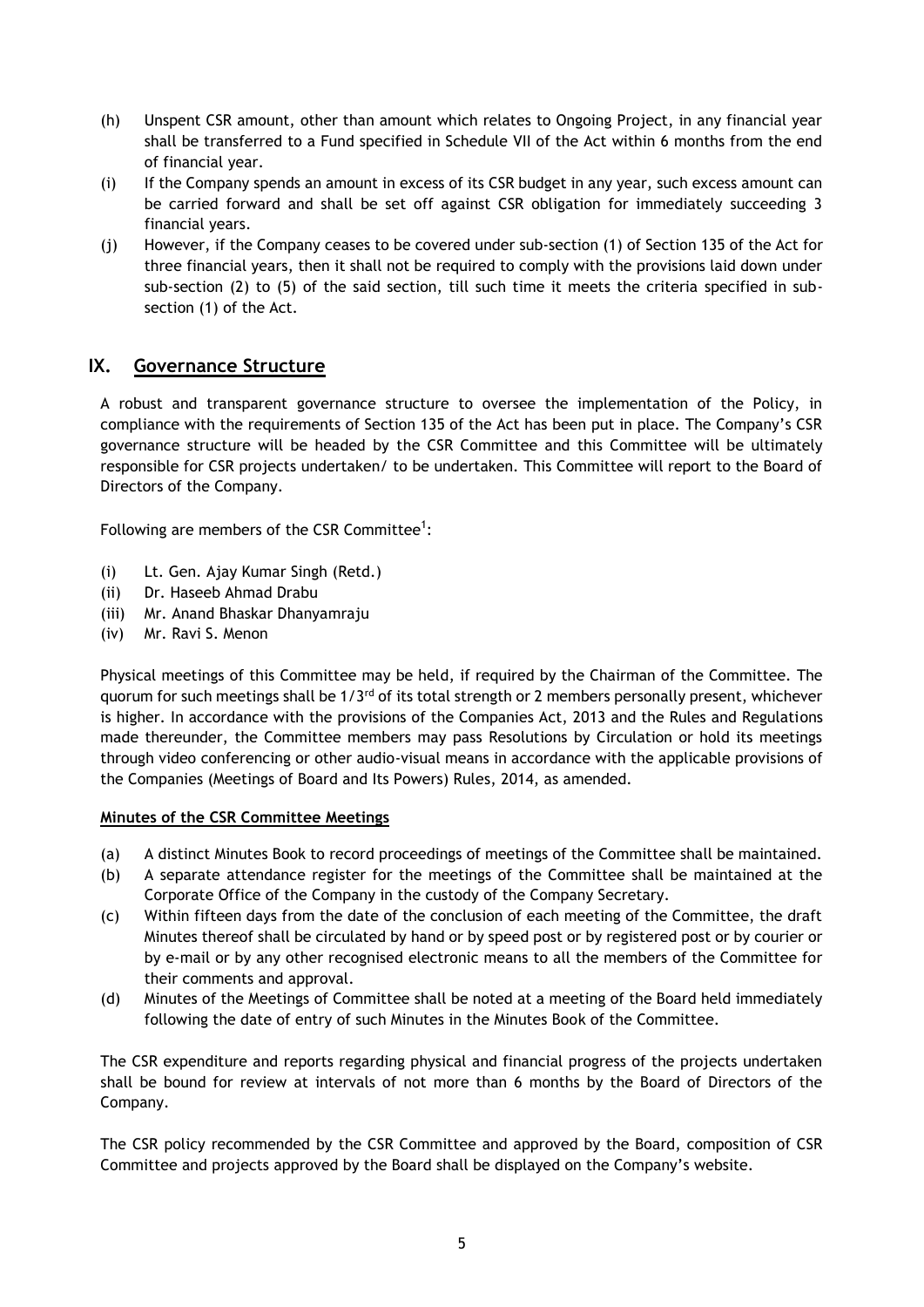(h) Unspent CSR amount, other than amount which relates to Ongoing Project, in any financial year shall be transferred to a Fund specified in Schedule VII of the Act within 6 months from the end of financial year.

(i) If the Company spends an amount in excess of its CSR budget in any year, such excess amount can be carried forward and shall be set off against CSR obligation for immediately succeeding 3 financial years.

(j) However, if the Company ceases to be covered under sub-section (1) of Section 135 of the Act for three financial years, then it shall not be required to comply with the provisions laid down under sub-section (2) to (5) of the said section, till such time it meets the criteria specified in sub-section (1) of the Act.

## IX. Governance Structure

A robust and transparent governance structure to oversee the implementation of the Policy, in compliance with the requirements of Section 135 of the Act has been put in place. The Company's CSR governance structure will be headed by the CSR Committee and this Committee will be ultimately responsible for CSR projects undertaken/ to be undertaken. This Committee will report to the Board of Directors of the Company.

Following are members of the CSR Committee[1]:

(i) Lt. Gen. Ajay Kumar Singh (Retd.)
(ii) Dr. Haseeb Ahmad Drabu
(iii) Mr. Anand Bhaskar Dhanyamraju
(iv) Mr. Ravi S. Menon

Physical meetings of this Committee may be held, if required by the Chairman of the Committee. The quorum for such meetings shall be 1/3rd of its total strength or 2 members personally present, whichever is higher. In accordance with the provisions of the Companies Act, 2013 and the Rules and Regulations made thereunder, the Committee members may pass Resolutions by Circulation or hold its meetings through video conferencing or other audio-visual means in accordance with the applicable provisions of the Companies (Meetings of Board and Its Powers) Rules, 2014, as amended.

**Minutes of the CSR Committee Meetings**

(a) A distinct Minutes Book to record proceedings of meetings of the Committee shall be maintained.

(b) A separate attendance register for the meetings of the Committee shall be maintained at the Corporate Office of the Company in the custody of the Company Secretary.

(c) Within fifteen days from the date of the conclusion of each meeting of the Committee, the draft Minutes thereof shall be circulated by hand or by speed post or by registered post or by courier or by e-mail or by any other recognised electronic means to all the members of the Committee for their comments and approval.

(d) Minutes of the Meetings of Committee shall be noted at a meeting of the Board held immediately following the date of entry of such Minutes in the Minutes Book of the Committee.

The CSR expenditure and reports regarding physical and financial progress of the projects undertaken shall be bound for review at intervals of not more than 6 months by the Board of Directors of the Company.

The CSR policy recommended by the CSR Committee and approved by the Board, composition of CSR Committee and projects approved by the Board shall be displayed on the Company's website.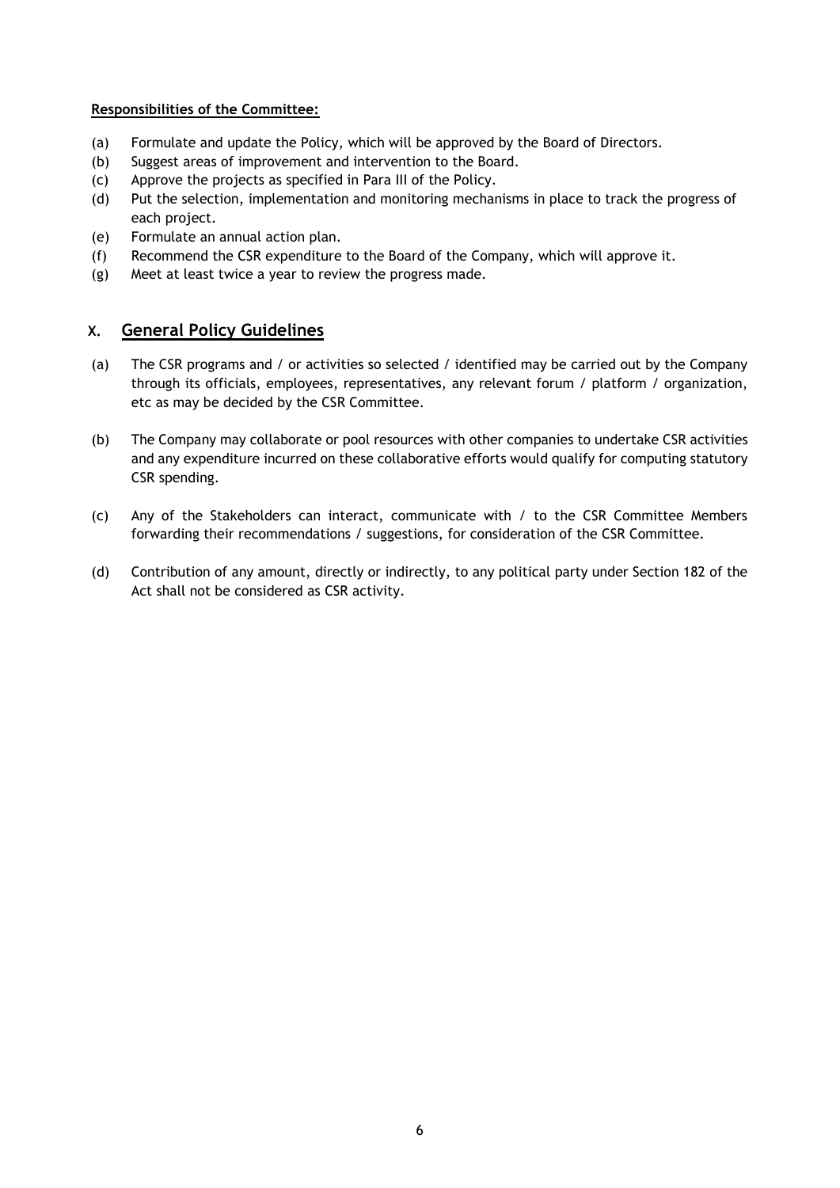**Responsibilities of the Committee:**

(a) Formulate and update the Policy, which will be approved by the Board of Directors.
(b) Suggest areas of improvement and intervention to the Board.
(c) Approve the projects as specified in Para III of the Policy.
(d) Put the selection, implementation and monitoring mechanisms in place to track the progress of each project.
(e) Formulate an annual action plan.
(f) Recommend the CSR expenditure to the Board of the Company, which will approve it.
(g) Meet at least twice a year to review the progress made.

## X. General Policy Guidelines

(a) The CSR programs and / or activities so selected / identified may be carried out by the Company through its officials, employees, representatives, any relevant forum / platform / organization, etc as may be decided by the CSR Committee.

(b) The Company may collaborate or pool resources with other companies to undertake CSR activities and any expenditure incurred on these collaborative efforts would qualify for computing statutory CSR spending.

(c) Any of the Stakeholders can interact, communicate with / to the CSR Committee Members forwarding their recommendations / suggestions, for consideration of the CSR Committee.

(d) Contribution of any amount, directly or indirectly, to any political party under Section 182 of the Act shall not be considered as CSR activity.